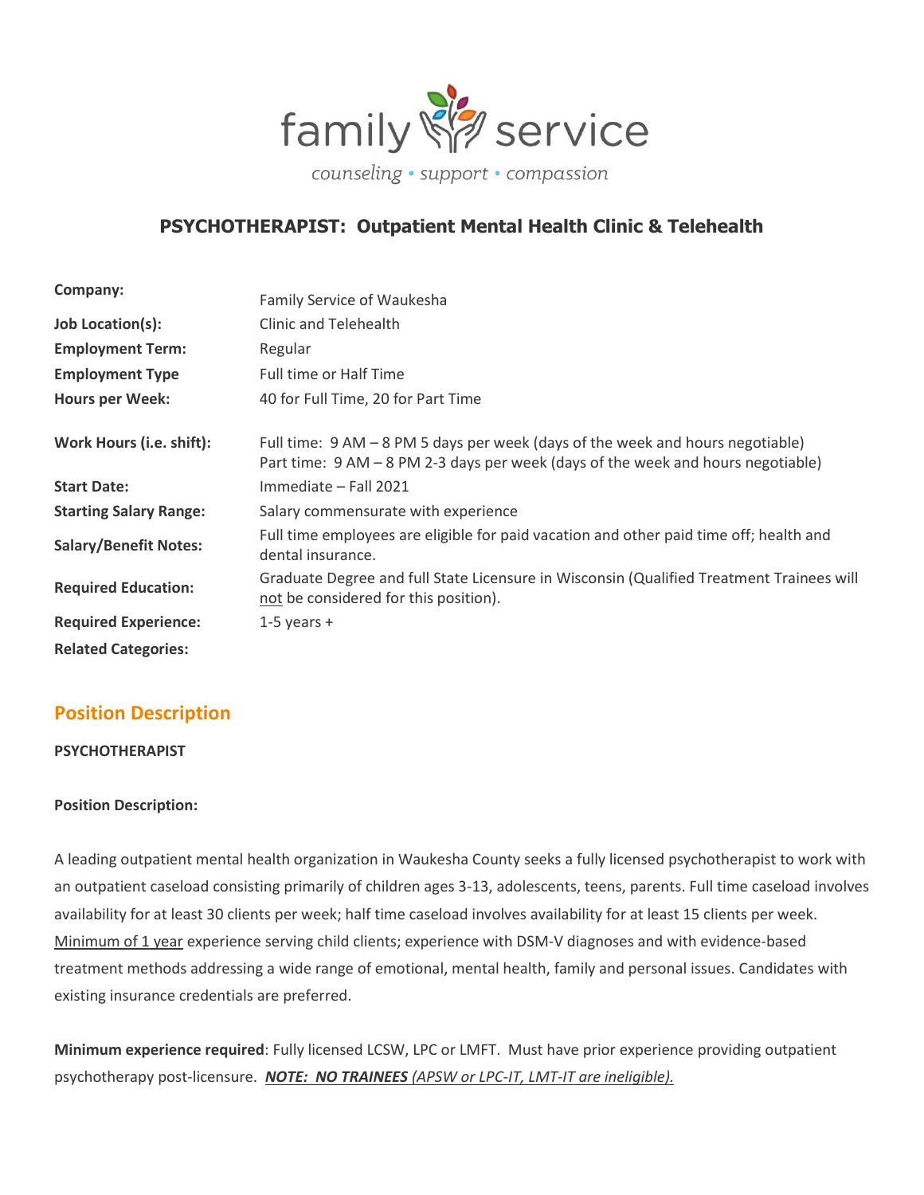family service

*counseling • support • compassion*

# PSYCHOTHERAPIST: Outpatient Mental Health Clinic & Telehealth

| | |
|---|---|
| **Company:** | Family Service of Waukesha |
| **Job Location(s):** | Clinic and Telehealth |
| **Employment Term:** | Regular |
| **Employment Type** | Full time or Half Time |
| **Hours per Week:** | 40 for Full Time, 20 for Part Time |
| **Work Hours (i.e. shift):** | Full time: 9 AM – 8 PM 5 days per week (days of the week and hours negotiable)<br>Part time: 9 AM – 8 PM 2-3 days per week (days of the week and hours negotiable) |
| **Start Date:** | Immediate – Fall 2021 |
| **Starting Salary Range:** | Salary commensurate with experience |
| **Salary/Benefit Notes:** | Full time employees are eligible for paid vacation and other paid time off; health and dental insurance. |
| **Required Education:** | Graduate Degree and full State Licensure in Wisconsin (Qualified Treatment Trainees will not be considered for this position). |
| **Required Experience:** | 1-5 years + |
| **Related Categories:** | |

## Position Description

**PSYCHOTHERAPIST**

**Position Description:**

A leading outpatient mental health organization in Waukesha County seeks a fully licensed psychotherapist to work with an outpatient caseload consisting primarily of children ages 3-13, adolescents, teens, parents. Full time caseload involves availability for at least 30 clients per week; half time caseload involves availability for at least 15 clients per week. Minimum of 1 year experience serving child clients; experience with DSM-V diagnoses and with evidence-based treatment methods addressing a wide range of emotional, mental health, family and personal issues. Candidates with existing insurance credentials are preferred.

**Minimum experience required**: Fully licensed LCSW, LPC or LMFT. Must have prior experience providing outpatient psychotherapy post-licensure. ***NOTE: NO TRAINEES*** *(APSW or LPC-IT, LMT-IT are ineligible).*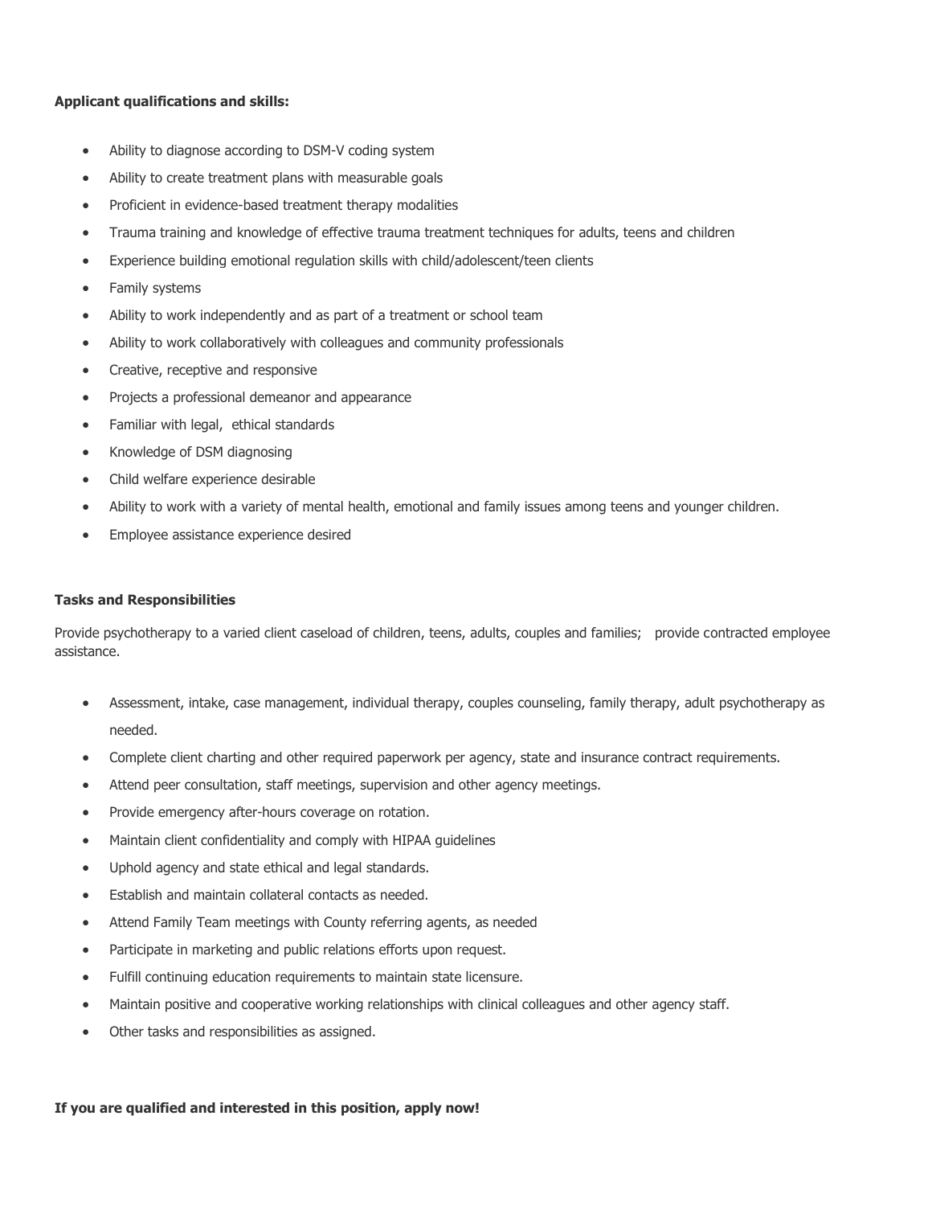**Applicant qualifications and skills:**

- Ability to diagnose according to DSM-V coding system
- Ability to create treatment plans with measurable goals
- Proficient in evidence-based treatment therapy modalities
- Trauma training and knowledge of effective trauma treatment techniques for adults, teens and children
- Experience building emotional regulation skills with child/adolescent/teen clients
- Family systems
- Ability to work independently and as part of a treatment or school team
- Ability to work collaboratively with colleagues and community professionals
- Creative, receptive and responsive
- Projects a professional demeanor and appearance
- Familiar with legal, ethical standards
- Knowledge of DSM diagnosing
- Child welfare experience desirable
- Ability to work with a variety of mental health, emotional and family issues among teens and younger children.
- Employee assistance experience desired

**Tasks and Responsibilities**

Provide psychotherapy to a varied client caseload of children, teens, adults, couples and families; provide contracted employee assistance.

- Assessment, intake, case management, individual therapy, couples counseling, family therapy, adult psychotherapy as needed.
- Complete client charting and other required paperwork per agency, state and insurance contract requirements.
- Attend peer consultation, staff meetings, supervision and other agency meetings.
- Provide emergency after-hours coverage on rotation.
- Maintain client confidentiality and comply with HIPAA guidelines
- Uphold agency and state ethical and legal standards.
- Establish and maintain collateral contacts as needed.
- Attend Family Team meetings with County referring agents, as needed
- Participate in marketing and public relations efforts upon request.
- Fulfill continuing education requirements to maintain state licensure.
- Maintain positive and cooperative working relationships with clinical colleagues and other agency staff.
- Other tasks and responsibilities as assigned.

**If you are qualified and interested in this position, apply now!**